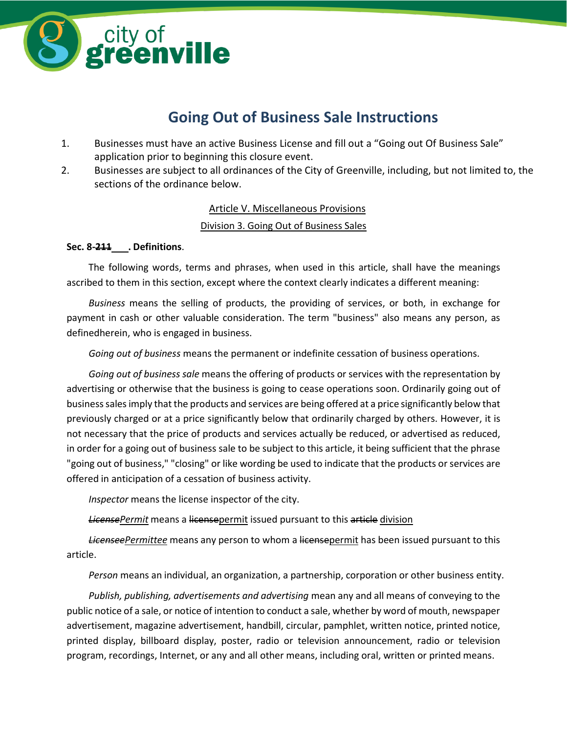city of greenville

# Going Out of Business Sale Instructions

1. Businesses must have an active Business License and fill out a "Going out Of Business Sale" application prior to beginning this closure event.
2. Businesses are subject to all ordinances of the City of Greenville, including, but not limited to, the sections of the ordinance below.

<u>Article V. Miscellaneous Provisions</u>

<u>Division 3. Going Out of Business Sales</u>

**Sec. 8-~~211~~\_\_\_. Definitions**.

The following words, terms and phrases, when used in this article, shall have the meanings ascribed to them in this section, except where the context clearly indicates a different meaning:

*Business* means the selling of products, the providing of services, or both, in exchange for payment in cash or other valuable consideration. The term "business" also means any person, as definedherein, who is engaged in business.

*Going out of business* means the permanent or indefinite cessation of business operations.

*Going out of business sale* means the offering of products or services with the representation by advertising or otherwise that the business is going to cease operations soon. Ordinarily going out of business sales imply that the products and services are being offered at a price significantly below that previously charged or at a price significantly below that ordinarily charged by others. However, it is not necessary that the price of products and services actually be reduced, or advertised as reduced, in order for a going out of business sale to be subject to this article, it being sufficient that the phrase "going out of business," "closing" or like wording be used to indicate that the products or services are offered in anticipation of a cessation of business activity.

*Inspector* means the license inspector of the city.

*~~License~~*<u>*Permit*</u> means a ~~license~~<u>permit</u> issued pursuant to this ~~article~~ <u>division</u>

*~~Licensee~~*<u>*Permittee*</u> means any person to whom a ~~license~~<u>permit</u> has been issued pursuant to this article.

*Person* means an individual, an organization, a partnership, corporation or other business entity.

*Publish, publishing, advertisements and advertising* mean any and all means of conveying to the public notice of a sale, or notice of intention to conduct a sale, whether by word of mouth, newspaper advertisement, magazine advertisement, handbill, circular, pamphlet, written notice, printed notice, printed display, billboard display, poster, radio or television announcement, radio or television program, recordings, Internet, or any and all other means, including oral, written or printed means.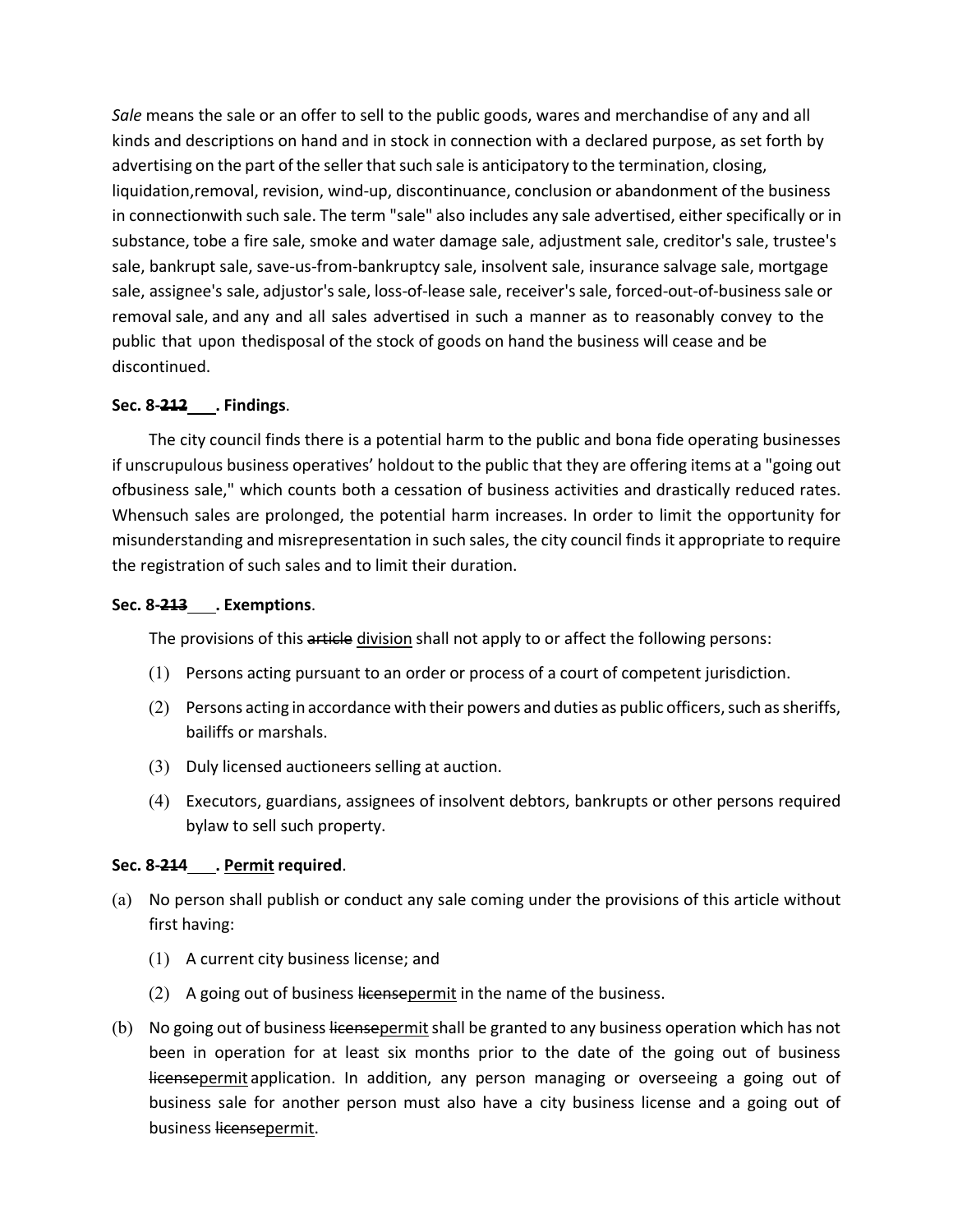*Sale* means the sale or an offer to sell to the public goods, wares and merchandise of any and all kinds and descriptions on hand and in stock in connection with a declared purpose, as set forth by advertising on the part of the seller that such sale is anticipatory to the termination, closing, liquidation,removal, revision, wind-up, discontinuance, conclusion or abandonment of the business in connectionwith such sale. The term "sale" also includes any sale advertised, either specifically or in substance, tobe a fire sale, smoke and water damage sale, adjustment sale, creditor's sale, trustee's sale, bankrupt sale, save-us-from-bankruptcy sale, insolvent sale, insurance salvage sale, mortgage sale, assignee's sale, adjustor's sale, loss-of-lease sale, receiver's sale, forced-out-of-business sale or removal sale, and any and all sales advertised in such a manner as to reasonably convey to the public that upon thedisposal of the stock of goods on hand the business will cease and be discontinued.

**Sec. 8-~~212~~___. Findings**.

The city council finds there is a potential harm to the public and bona fide operating businesses if unscrupulous business operatives' holdout to the public that they are offering items at a "going out ofbusiness sale," which counts both a cessation of business activities and drastically reduced rates. Whensuch sales are prolonged, the potential harm increases. In order to limit the opportunity for misunderstanding and misrepresentation in such sales, the city council finds it appropriate to require the registration of such sales and to limit their duration.

**Sec. 8-~~213~~___. Exemptions**.

The provisions of this ~~article~~ <u>division</u> shall not apply to or affect the following persons:

(1) Persons acting pursuant to an order or process of a court of competent jurisdiction.

(2) Persons acting in accordance with their powers and duties as public officers, such as sheriffs, bailiffs or marshals.

(3) Duly licensed auctioneers selling at auction.

(4) Executors, guardians, assignees of insolvent debtors, bankrupts or other persons required bylaw to sell such property.

**Sec. 8-~~214~~___. <u>Permit</u> required**.

(a) No person shall publish or conduct any sale coming under the provisions of this article without first having:

(1) A current city business license; and

(2) A going out of business ~~license~~<u>permit</u> in the name of the business.

(b) No going out of business ~~license~~<u>permit</u> shall be granted to any business operation which has not been in operation for at least six months prior to the date of the going out of business ~~license~~<u>permit</u> application. In addition, any person managing or overseeing a going out of business sale for another person must also have a city business license and a going out of business ~~license~~<u>permit</u>.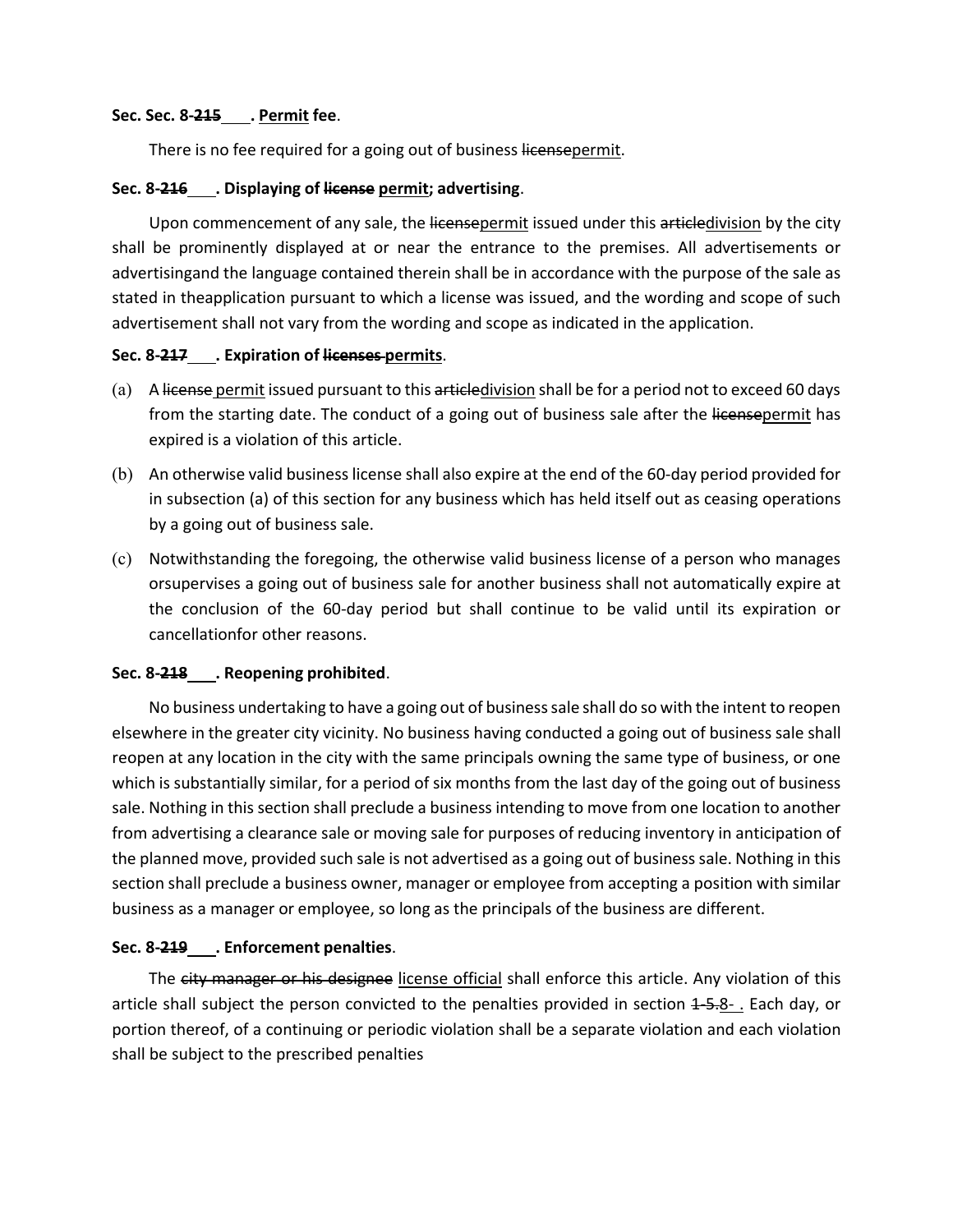**Sec. Sec. 8-~~215~~\_\_\_. Permit fee.**

There is no fee required for a going out of business ~~license~~permit.

**Sec. 8-~~216~~\_\_\_. Displaying of ~~license~~ permit; advertising.**

Upon commencement of any sale, the ~~license~~permit issued under this ~~article~~division by the city shall be prominently displayed at or near the entrance to the premises. All advertisements or advertisingand the language contained therein shall be in accordance with the purpose of the sale as stated in theapplication pursuant to which a license was issued, and the wording and scope of such advertisement shall not vary from the wording and scope as indicated in the application.

**Sec. 8-~~217~~\_\_\_. Expiration of ~~licenses~~ permits.**

(a) A ~~license~~ permit issued pursuant to this ~~article~~division shall be for a period not to exceed 60 days from the starting date. The conduct of a going out of business sale after the ~~license~~permit has expired is a violation of this article.

(b) An otherwise valid business license shall also expire at the end of the 60-day period provided for in subsection (a) of this section for any business which has held itself out as ceasing operations by a going out of business sale.

(c) Notwithstanding the foregoing, the otherwise valid business license of a person who manages orsupervises a going out of business sale for another business shall not automatically expire at the conclusion of the 60-day period but shall continue to be valid until its expiration or cancellationfor other reasons.

**Sec. 8-~~218~~\_\_\_. Reopening prohibited.**

No business undertaking to have a going out of business sale shall do so with the intent to reopen elsewhere in the greater city vicinity. No business having conducted a going out of business sale shall reopen at any location in the city with the same principals owning the same type of business, or one which is substantially similar, for a period of six months from the last day of the going out of business sale. Nothing in this section shall preclude a business intending to move from one location to another from advertising a clearance sale or moving sale for purposes of reducing inventory in anticipation of the planned move, provided such sale is not advertised as a going out of business sale. Nothing in this section shall preclude a business owner, manager or employee from accepting a position with similar business as a manager or employee, so long as the principals of the business are different.

**Sec. 8-~~219~~\_\_\_. Enforcement penalties.**

The ~~city manager or his designee~~ license official shall enforce this article. Any violation of this article shall subject the person convicted to the penalties provided in section ~~1-5.~~8- . Each day, or portion thereof, of a continuing or periodic violation shall be a separate violation and each violation shall be subject to the prescribed penalties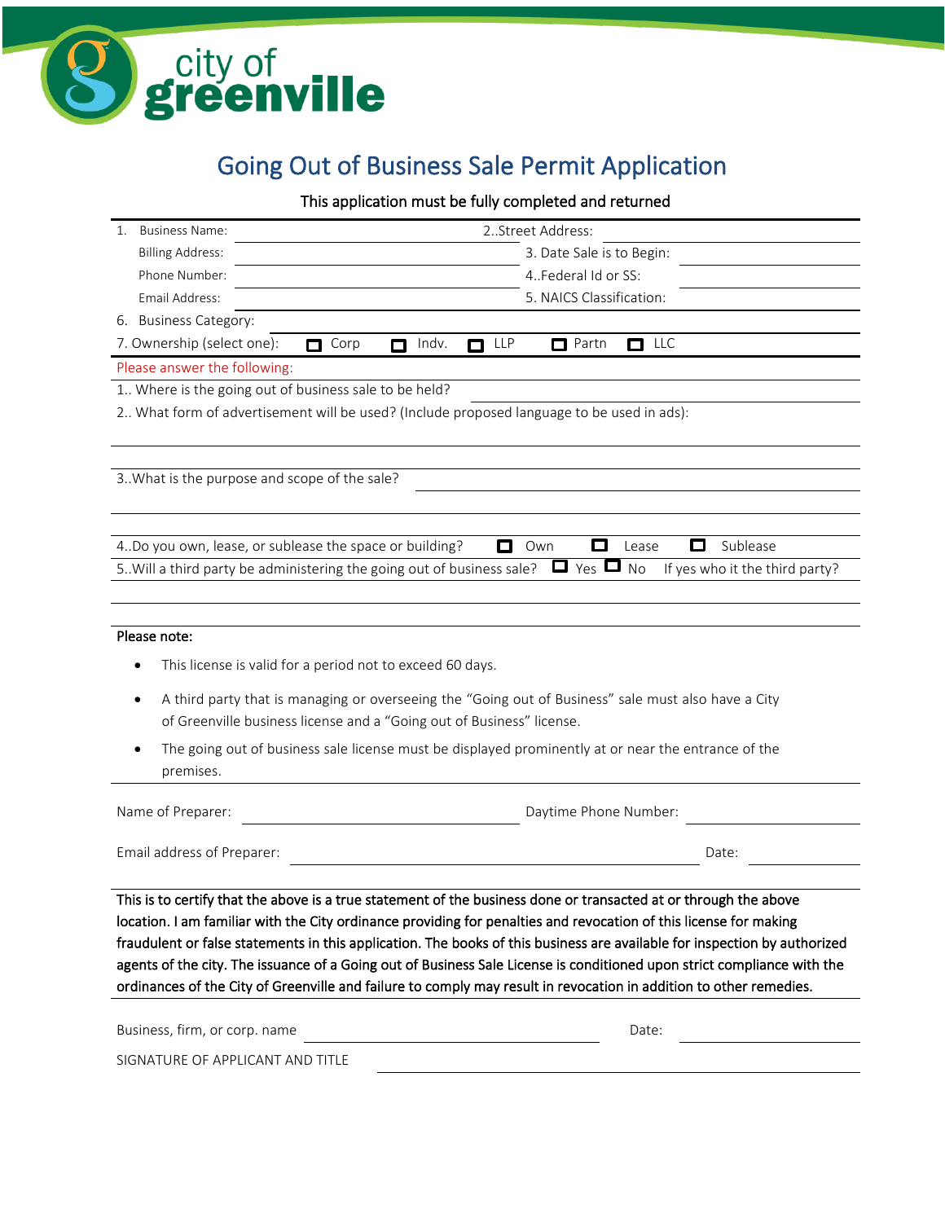city of greenville

# Going Out of Business Sale Permit Application

This application must be fully completed and returned

1. Business Name: ______________________ 2..Street Address: ______________________

Billing Address: ______________________ 3. Date Sale is to Begin: ______________________

Phone Number: ______________________ 4..Federal Id or SS: ______________________

Email Address: ______________________ 5. NAICS Classification: ______________________

6. Business Category: ______________________

7. Ownership (select one): ☐ Corp ☐ Indv. ☐ LLP ☐ Partn ☐ LLC

Please answer the following:

1.. Where is the going out of business sale to be held? ______________________

2.. What form of advertisement will be used? (Include proposed language to be used in ads):

______________________

______________________

3..What is the purpose and scope of the sale? ______________________

______________________

4..Do you own, lease, or sublease the space or building? ☐ Own ☐ Lease ☐ Sublease

5..Will a third party be administering the going out of business sale? ☐ Yes ☐ No If yes who it the third party?

______________________

**Please note:**

- This license is valid for a period not to exceed 60 days.
- A third party that is managing or overseeing the "Going out of Business" sale must also have a City of Greenville business license and a "Going out of Business" license.
- The going out of business sale license must be displayed prominently at or near the entrance of the premises.

Name of Preparer: ______________________ Daytime Phone Number: ______________________

Email address of Preparer: ______________________ Date: ______________________

This is to certify that the above is a true statement of the business done or transacted at or through the above location. I am familiar with the City ordinance providing for penalties and revocation of this license for making fraudulent or false statements in this application. The books of this business are available for inspection by authorized agents of the city. The issuance of a Going out of Business Sale License is conditioned upon strict compliance with the ordinances of the City of Greenville and failure to comply may result in revocation in addition to other remedies.

Business, firm, or corp. name ______________________ Date: ______________________

SIGNATURE OF APPLICANT AND TITLE ______________________